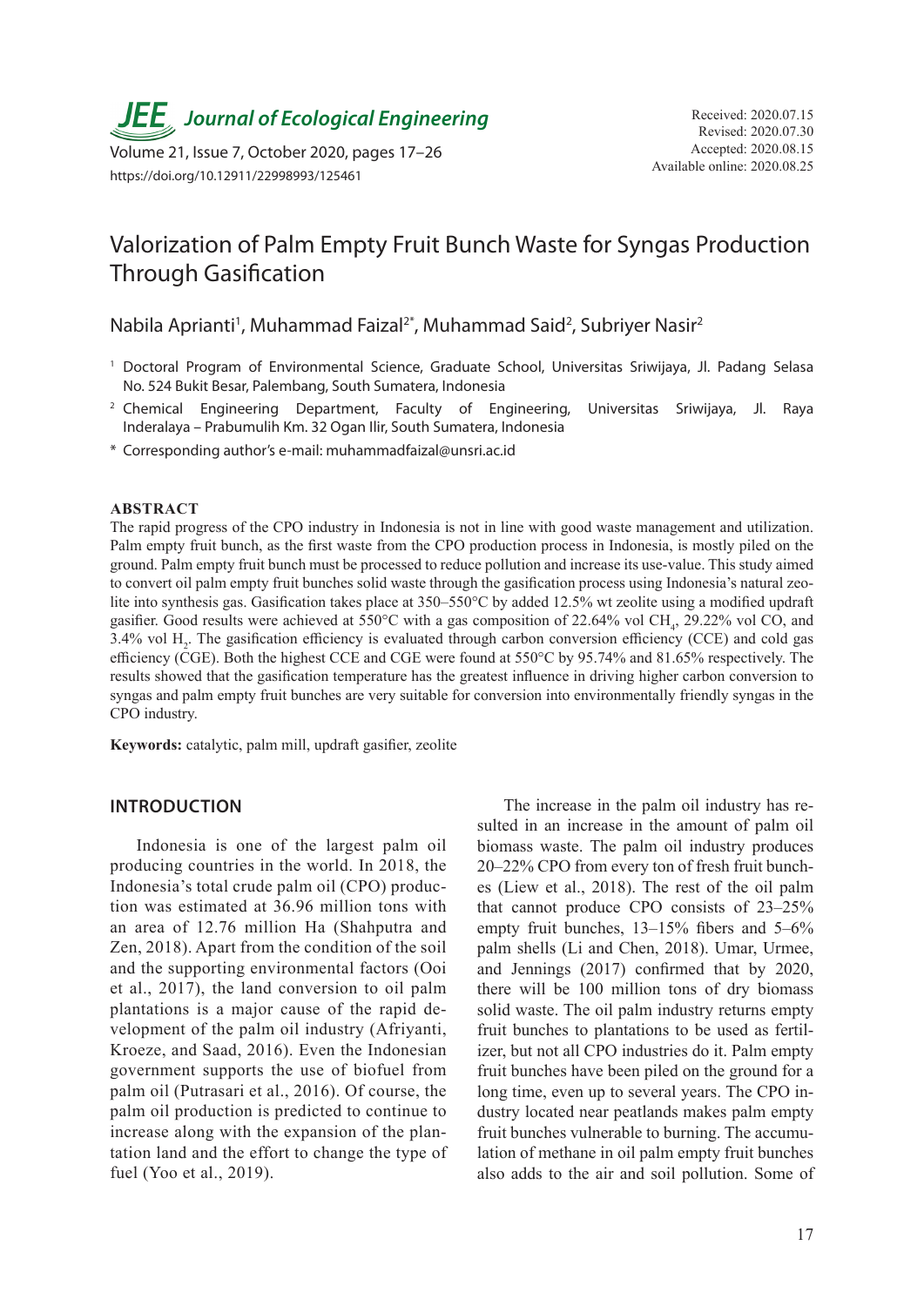# Valorization of Palm Empty Fruit Bunch Waste for Syngas Production Through Gasification

Nabila Aprianti[1], Muhammad Faizal[2*], Muhammad Said[2], Subriyer Nasir[2]

[1] Doctoral Program of Environmental Science, Graduate School, Universitas Sriwijaya, Jl. Padang Selasa No. 524 Bukit Besar, Palembang, South Sumatera, Indonesia

[2] Chemical Engineering Department, Faculty of Engineering, Universitas Sriwijaya, Jl. Raya Inderalaya – Prabumulih Km. 32 Ogan Ilir, South Sumatera, Indonesia

\* Corresponding author's e-mail: muhammadfaizal@unsri.ac.id

Received: 2020.07.15
Revised: 2020.07.30
Accepted: 2020.08.15
Available online: 2020.08.25

## ABSTRACT

The rapid progress of the CPO industry in Indonesia is not in line with good waste management and utilization. Palm empty fruit bunch, as the first waste from the CPO production process in Indonesia, is mostly piled on the ground. Palm empty fruit bunch must be processed to reduce pollution and increase its use-value. This study aimed to convert oil palm empty fruit bunches solid waste through the gasification process using Indonesia's natural zeolite into synthesis gas. Gasification takes place at 350–550°C by added 12.5% wt zeolite using a modified updraft gasifier. Good results were achieved at 550°C with a gas composition of 22.64% vol $CH_4$, 29.22% vol CO, and 3.4% vol $H_2$. The gasification efficiency is evaluated through carbon conversion efficiency (CCE) and cold gas efficiency (CGE). Both the highest CCE and CGE were found at 550°C by 95.74% and 81.65% respectively. The results showed that the gasification temperature has the greatest influence in driving higher carbon conversion to syngas and palm empty fruit bunches are very suitable for conversion into environmentally friendly syngas in the CPO industry.

**Keywords:** catalytic, palm mill, updraft gasifier, zeolite

## INTRODUCTION

Indonesia is one of the largest palm oil producing countries in the world. In 2018, the Indonesia's total crude palm oil (CPO) production was estimated at 36.96 million tons with an area of 12.76 million Ha (Shahputra and Zen, 2018). Apart from the condition of the soil and the supporting environmental factors (Ooi et al., 2017), the land conversion to oil palm plantations is a major cause of the rapid development of the palm oil industry (Afriyanti, Kroeze, and Saad, 2016). Even the Indonesian government supports the use of biofuel from palm oil (Putrasari et al., 2016). Of course, the palm oil production is predicted to continue to increase along with the expansion of the plantation land and the effort to change the type of fuel (Yoo et al., 2019).

The increase in the palm oil industry has resulted in an increase in the amount of palm oil biomass waste. The palm oil industry produces 20–22% CPO from every ton of fresh fruit bunches (Liew et al., 2018). The rest of the oil palm that cannot produce CPO consists of 23–25% empty fruit bunches, 13–15% fibers and 5–6% palm shells (Li and Chen, 2018). Umar, Urmee, and Jennings (2017) confirmed that by 2020, there will be 100 million tons of dry biomass solid waste. The oil palm industry returns empty fruit bunches to plantations to be used as fertilizer, but not all CPO industries do it. Palm empty fruit bunches have been piled on the ground for a long time, even up to several years. The CPO industry located near peatlands makes palm empty fruit bunches vulnerable to burning. The accumulation of methane in oil palm empty fruit bunches also adds to the air and soil pollution. Some of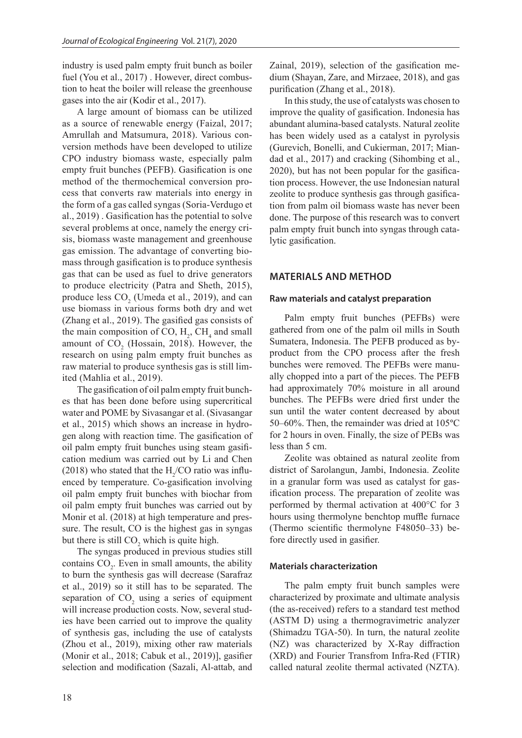industry is used palm empty fruit bunch as boiler fuel (You et al., 2017) . However, direct combustion to heat the boiler will release the greenhouse gases into the air (Kodir et al., 2017).

A large amount of biomass can be utilized as a source of renewable energy (Faizal, 2017; Amrullah and Matsumura, 2018). Various conversion methods have been developed to utilize CPO industry biomass waste, especially palm empty fruit bunches (PEFB). Gasification is one method of the thermochemical conversion process that converts raw materials into energy in the form of a gas called syngas (Soria-Verdugo et al., 2019) . Gasification has the potential to solve several problems at once, namely the energy crisis, biomass waste management and greenhouse gas emission. The advantage of converting biomass through gasification is to produce synthesis gas that can be used as fuel to drive generators to produce electricity (Patra and Sheth, 2015), produce less $CO_2$ (Umeda et al., 2019), and can use biomass in various forms both dry and wet (Zhang et al., 2019). The gasified gas consists of the main composition of CO, $H_2$, $CH_4$ and small amount of $CO_2$ (Hossain, 2018). However, the research on using palm empty fruit bunches as raw material to produce synthesis gas is still limited (Mahlia et al., 2019).

The gasification of oil palm empty fruit bunches that has been done before using supercritical water and POME by Sivasangar et al. (Sivasangar et al., 2015) which shows an increase in hydrogen along with reaction time. The gasification of oil palm empty fruit bunches using steam gasification medium was carried out by Li and Chen (2018) who stated that the $H_2$/CO ratio was influenced by temperature. Co-gasification involving oil palm empty fruit bunches with biochar from oil palm empty fruit bunches was carried out by Monir et al. (2018) at high temperature and pressure. The result, CO is the highest gas in syngas but there is still $CO_2$ which is quite high.

The syngas produced in previous studies still contains $CO_2$. Even in small amounts, the ability to burn the synthesis gas will decrease (Sarafraz et al., 2019) so it still has to be separated. The separation of $CO_2$ using a series of equipment will increase production costs. Now, several studies have been carried out to improve the quality of synthesis gas, including the use of catalysts (Zhou et al., 2019), mixing other raw materials (Monir et al., 2018; Cabuk et al., 2019)], gasifier selection and modification (Sazali, Al-attab, and Zainal, 2019), selection of the gasification medium (Shayan, Zare, and Mirzaee, 2018), and gas purification (Zhang et al., 2018).

In this study, the use of catalysts was chosen to improve the quality of gasification. Indonesia has abundant alumina-based catalysts. Natural zeolite has been widely used as a catalyst in pyrolysis (Gurevich, Bonelli, and Cukierman, 2017; Miandad et al., 2017) and cracking (Sihombing et al., 2020), but has not been popular for the gasification process. However, the use Indonesian natural zeolite to produce synthesis gas through gasification from palm oil biomass waste has never been done. The purpose of this research was to convert palm empty fruit bunch into syngas through catalytic gasification.

## MATERIALS AND METHOD

### Raw materials and catalyst preparation

Palm empty fruit bunches (PEFBs) were gathered from one of the palm oil mills in South Sumatera, Indonesia. The PEFB produced as byproduct from the CPO process after the fresh bunches were removed. The PEFBs were manually chopped into a part of the pieces. The PEFB had approximately 70% moisture in all around bunches. The PEFBs were dried first under the sun until the water content decreased by about 50–60%. Then, the remainder was dried at 105°C for 2 hours in oven. Finally, the size of PEBs was less than 5 cm.

Zeolite was obtained as natural zeolite from district of Sarolangun, Jambi, Indonesia. Zeolite in a granular form was used as catalyst for gasification process. The preparation of zeolite was performed by thermal activation at 400°C for 3 hours using thermolyne benchtop muffle furnace (Thermo scientific thermolyne F48050–33) before directly used in gasifier.

### Materials characterization

The palm empty fruit bunch samples were characterized by proximate and ultimate analysis (the as-received) refers to a standard test method (ASTM D) using a thermogravimetric analyzer (Shimadzu TGA-50). In turn, the natural zeolite (NZ) was characterized by X-Ray diffraction (XRD) and Fourier Transfrom Infra-Red (FTIR) called natural zeolite thermal activated (NZTA).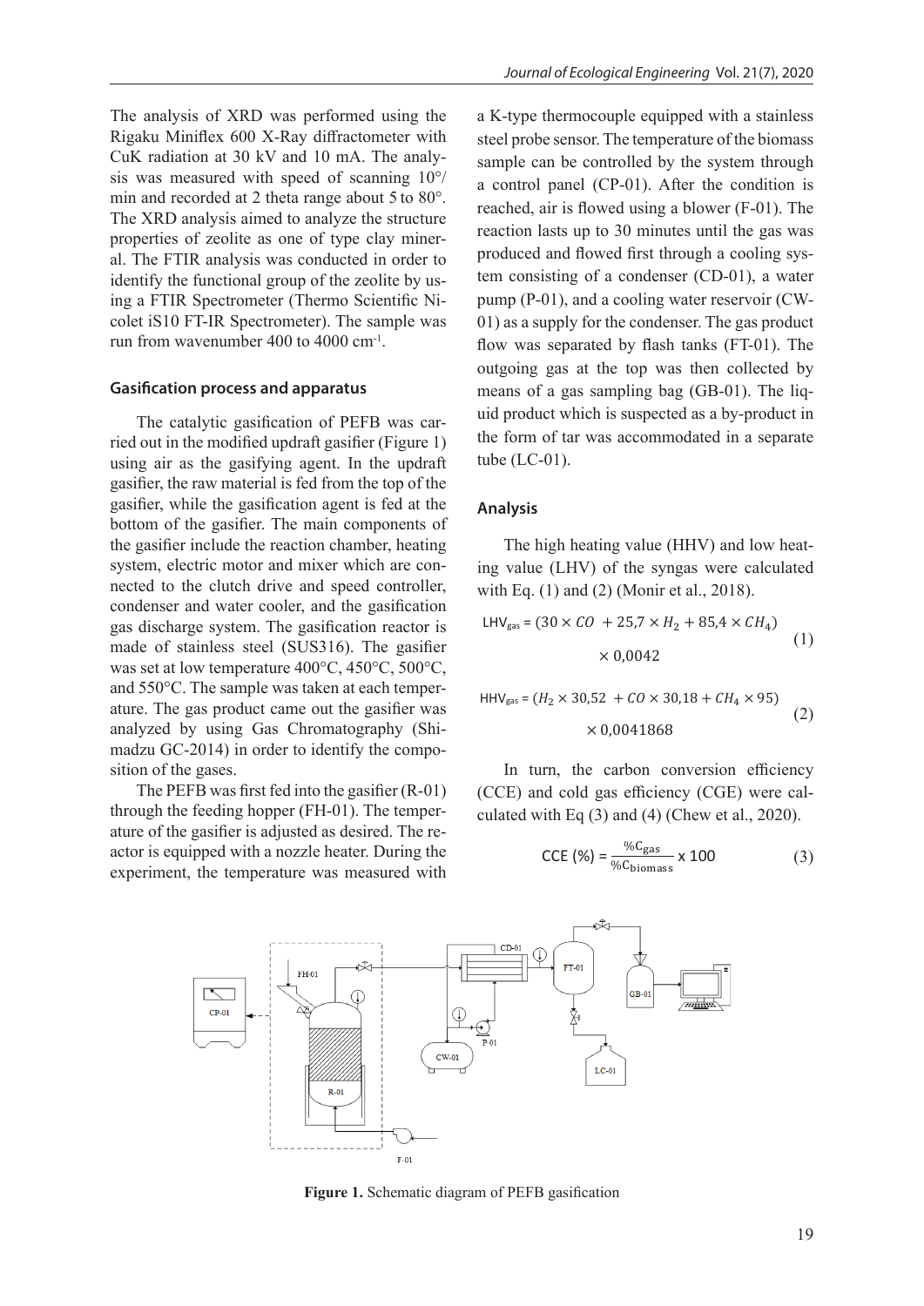The analysis of XRD was performed using the Rigaku Miniflex 600 X-Ray diffractometer with CuK radiation at 30 kV and 10 mA. The analysis was measured with speed of scanning 10°/min and recorded at 2 theta range about 5 to 80°. The XRD analysis aimed to analyze the structure properties of zeolite as one of type clay mineral. The FTIR analysis was conducted in order to identify the functional group of the zeolite by using a FTIR Spectrometer (Thermo Scientific Nicolet iS10 FT-IR Spectrometer). The sample was run from wavenumber 400 to 4000 cm$^{-1}$.

### Gasification process and apparatus

The catalytic gasification of PEFB was carried out in the modified updraft gasifier (Figure 1) using air as the gasifying agent. In the updraft gasifier, the raw material is fed from the top of the gasifier, while the gasification agent is fed at the bottom of the gasifier. The main components of the gasifier include the reaction chamber, heating system, electric motor and mixer which are connected to the clutch drive and speed controller, condenser and water cooler, and the gasification gas discharge system. The gasification reactor is made of stainless steel (SUS316). The gasifier was set at low temperature 400°C, 450°C, 500°C, and 550°C. The sample was taken at each temperature. The gas product came out the gasifier was analyzed by using Gas Chromatography (Shimadzu GC-2014) in order to identify the composition of the gases.

The PEFB was first fed into the gasifier (R-01) through the feeding hopper (FH-01). The temperature of the gasifier is adjusted as desired. The reactor is equipped with a nozzle heater. During the experiment, the temperature was measured with a K-type thermocouple equipped with a stainless steel probe sensor. The temperature of the biomass sample can be controlled by the system through a control panel (CP-01). After the condition is reached, air is flowed using a blower (F-01). The reaction lasts up to 30 minutes until the gas was produced and flowed first through a cooling system consisting of a condenser (CD-01), a water pump (P-01), and a cooling water reservoir (CW-01) as a supply for the condenser. The gas product flow was separated by flash tanks (FT-01). The outgoing gas at the top was then collected by means of a gas sampling bag (GB-01). The liquid product which is suspected as a by-product in the form of tar was accommodated in a separate tube (LC-01).

### Analysis

The high heating value (HHV) and low heating value (LHV) of the syngas were calculated with Eq. (1) and (2) (Monir et al., 2018).

$$\text{LHV}_{\text{gas}} = (30 \times CO + 25{,}7 \times H_2 + 85{,}4 \times CH_4) \times 0{,}0042 \tag{1}$$

$$\text{HHV}_{\text{gas}} = (H_2 \times 30{,}52 + CO \times 30{,}18 + CH_4 \times 95) \times 0{,}0041868 \tag{2}$$

In turn, the carbon conversion efficiency (CCE) and cold gas efficiency (CGE) were calculated with Eq (3) and (4) (Chew et al., 2020).

$$\text{CCE (\%)} = \frac{\%\text{C}_{\text{gas}}}{\%\text{C}_{\text{biomass}}} \times 100 \tag{3}$$

**Figure 1.** Schematic diagram of PEFB gasification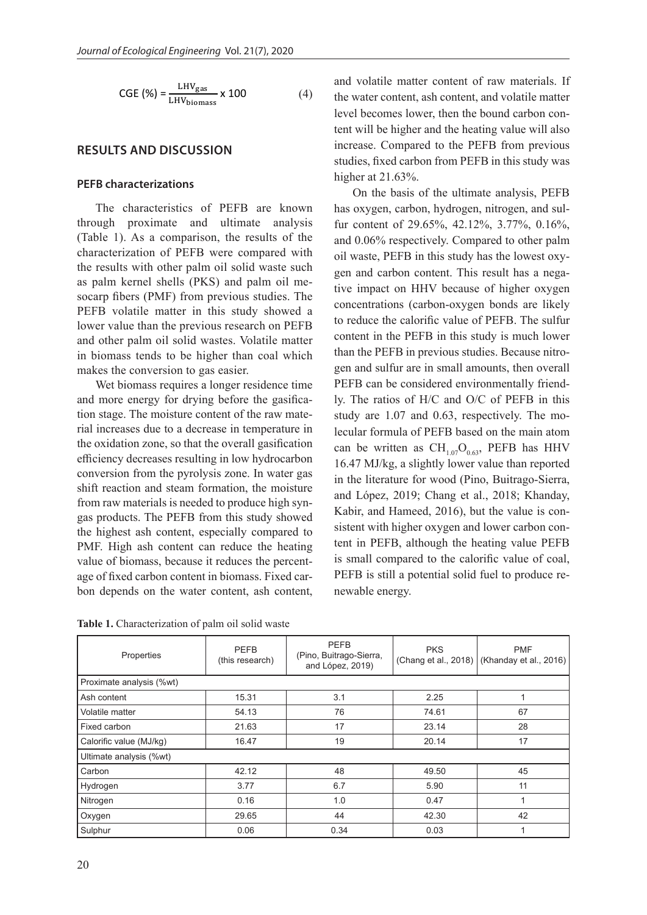$$CGE\,(\%) = \frac{LHV_{gas}}{LHV_{biomass}} \times 100 \qquad (4)$$

## RESULTS AND DISCUSSION

### PEFB characterizations

The characteristics of PEFB are known through proximate and ultimate analysis (Table 1). As a comparison, the results of the characterization of PEFB were compared with the results with other palm oil solid waste such as palm kernel shells (PKS) and palm oil mesocarp fibers (PMF) from previous studies. The PEFB volatile matter in this study showed a lower value than the previous research on PEFB and other palm oil solid wastes. Volatile matter in biomass tends to be higher than coal which makes the conversion to gas easier.

Wet biomass requires a longer residence time and more energy for drying before the gasification stage. The moisture content of the raw material increases due to a decrease in temperature in the oxidation zone, so that the overall gasification efficiency decreases resulting in low hydrocarbon conversion from the pyrolysis zone. In water gas shift reaction and steam formation, the moisture from raw materials is needed to produce high syngas products. The PEFB from this study showed the highest ash content, especially compared to PMF. High ash content can reduce the heating value of biomass, because it reduces the percentage of fixed carbon content in biomass. Fixed carbon depends on the water content, ash content, and volatile matter content of raw materials. If the water content, ash content, and volatile matter level becomes lower, then the bound carbon content will be higher and the heating value will also increase. Compared to the PEFB from previous studies, fixed carbon from PEFB in this study was higher at 21.63%.

On the basis of the ultimate analysis, PEFB has oxygen, carbon, hydrogen, nitrogen, and sulfur content of 29.65%, 42.12%, 3.77%, 0.16%, and 0.06% respectively. Compared to other palm oil waste, PEFB in this study has the lowest oxygen and carbon content. This result has a negative impact on HHV because of higher oxygen concentrations (carbon-oxygen bonds are likely to reduce the calorific value of PEFB. The sulfur content in the PEFB in this study is much lower than the PEFB in previous studies. Because nitrogen and sulfur are in small amounts, then overall PEFB can be considered environmentally friendly. The ratios of H/C and O/C of PEFB in this study are 1.07 and 0.63, respectively. The molecular formula of PEFB based on the main atom can be written as $CH_{1.07}O_{0.63}$, PEFB has HHV 16.47 MJ/kg, a slightly lower value than reported in the literature for wood (Pino, Buitrago-Sierra, and López, 2019; Chang et al., 2018; Khanday, Kabir, and Hameed, 2016), but the value is consistent with higher oxygen and lower carbon content in PEFB, although the heating value PEFB is small compared to the calorific value of coal, PEFB is still a potential solid fuel to produce renewable energy.

**Table 1.** Characterization of palm oil solid waste

| Properties | PEFB (this research) | PEFB (Pino, Buitrago-Sierra, and López, 2019) | PKS (Chang et al., 2018) | PMF (Khanday et al., 2016) |
|---|---|---|---|---|
| Proximate analysis (%wt) | | | | |
| Ash content | 15.31 | 3.1 | 2.25 | 1 |
| Volatile matter | 54.13 | 76 | 74.61 | 67 |
| Fixed carbon | 21.63 | 17 | 23.14 | 28 |
| Calorific value (MJ/kg) | 16.47 | 19 | 20.14 | 17 |
| Ultimate analysis (%wt) | | | | |
| Carbon | 42.12 | 48 | 49.50 | 45 |
| Hydrogen | 3.77 | 6.7 | 5.90 | 11 |
| Nitrogen | 0.16 | 1.0 | 0.47 | 1 |
| Oxygen | 29.65 | 44 | 42.30 | 42 |
| Sulphur | 0.06 | 0.34 | 0.03 | 1 |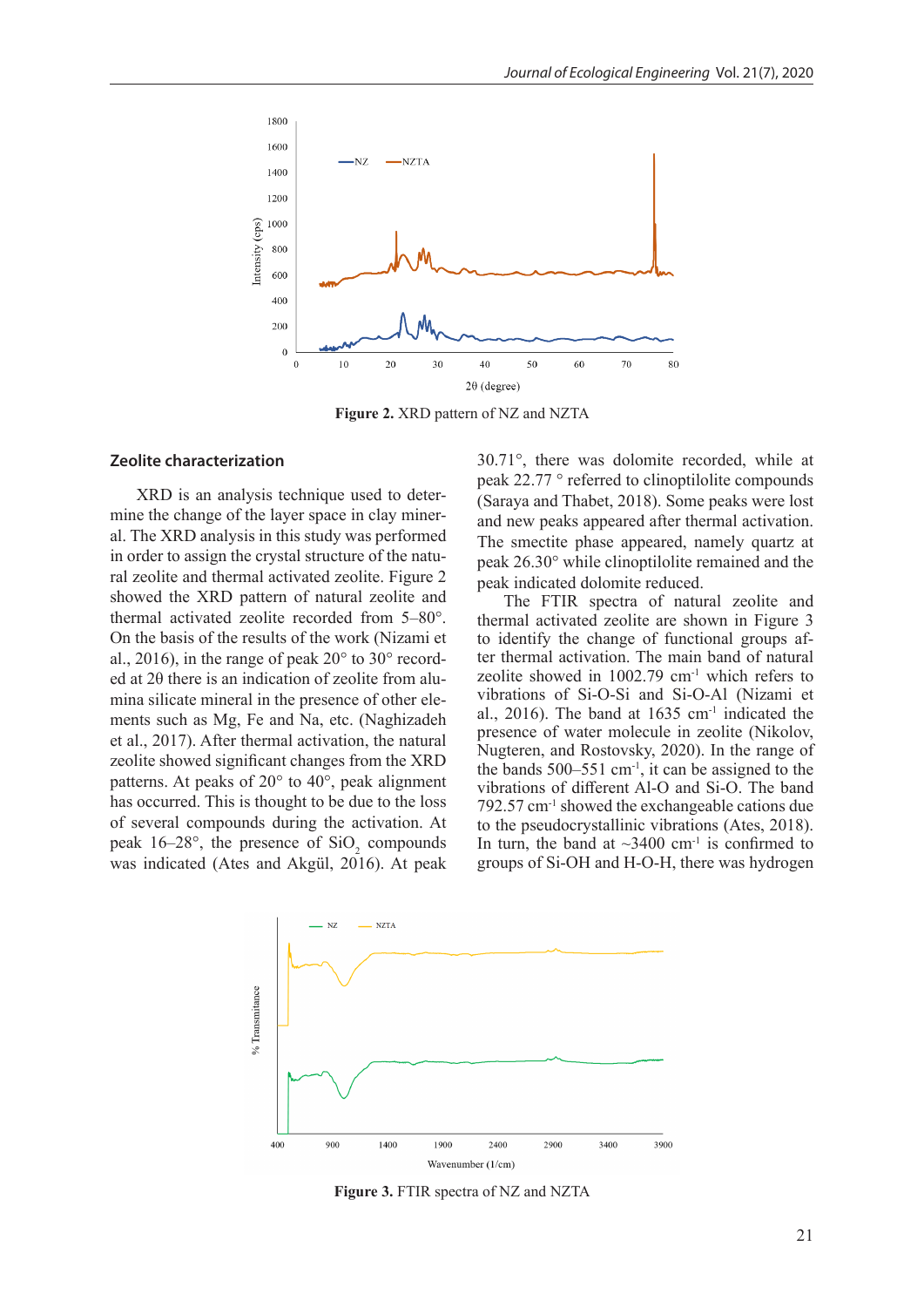Figure 2. XRD pattern of NZ and NZTA

## Zeolite characterization

XRD is an analysis technique used to determine the change of the layer space in clay mineral. The XRD analysis in this study was performed in order to assign the crystal structure of the natural zeolite and thermal activated zeolite. Figure 2 showed the XRD pattern of natural zeolite and thermal activated zeolite recorded from 5–80°. On the basis of the results of the work (Nizami et al., 2016), in the range of peak 20° to 30° recorded at 2θ there is an indication of zeolite from alumina silicate mineral in the presence of other elements such as Mg, Fe and Na, etc. (Naghizadeh et al., 2017). After thermal activation, the natural zeolite showed significant changes from the XRD patterns. At peaks of 20° to 40°, peak alignment has occurred. This is thought to be due to the loss of several compounds during the activation. At peak 16–28°, the presence of $SiO_2$ compounds was indicated (Ates and Akgül, 2016). At peak 30.71°, there was dolomite recorded, while at peak 22.77 ° referred to clinoptilolite compounds (Saraya and Thabet, 2018). Some peaks were lost and new peaks appeared after thermal activation. The smectite phase appeared, namely quartz at peak 26.30° while clinoptilolite remained and the peak indicated dolomite reduced.

The FTIR spectra of natural zeolite and thermal activated zeolite are shown in Figure 3 to identify the change of functional groups after thermal activation. The main band of natural zeolite showed in 1002.79 $cm^{-1}$ which refers to vibrations of Si-O-Si and Si-O-Al (Nizami et al., 2016). The band at 1635 $cm^{-1}$ indicated the presence of water molecule in zeolite (Nikolov, Nugteren, and Rostovsky, 2020). In the range of the bands 500–551 $cm^{-1}$, it can be assigned to the vibrations of different Al-O and Si-O. The band 792.57 $cm^{-1}$ showed the exchangeable cations due to the pseudocrystallinic vibrations (Ates, 2018). In turn, the band at ~3400 $cm^{-1}$ is confirmed to groups of Si-OH and H-O-H, there was hydrogen

Figure 3. FTIR spectra of NZ and NZTA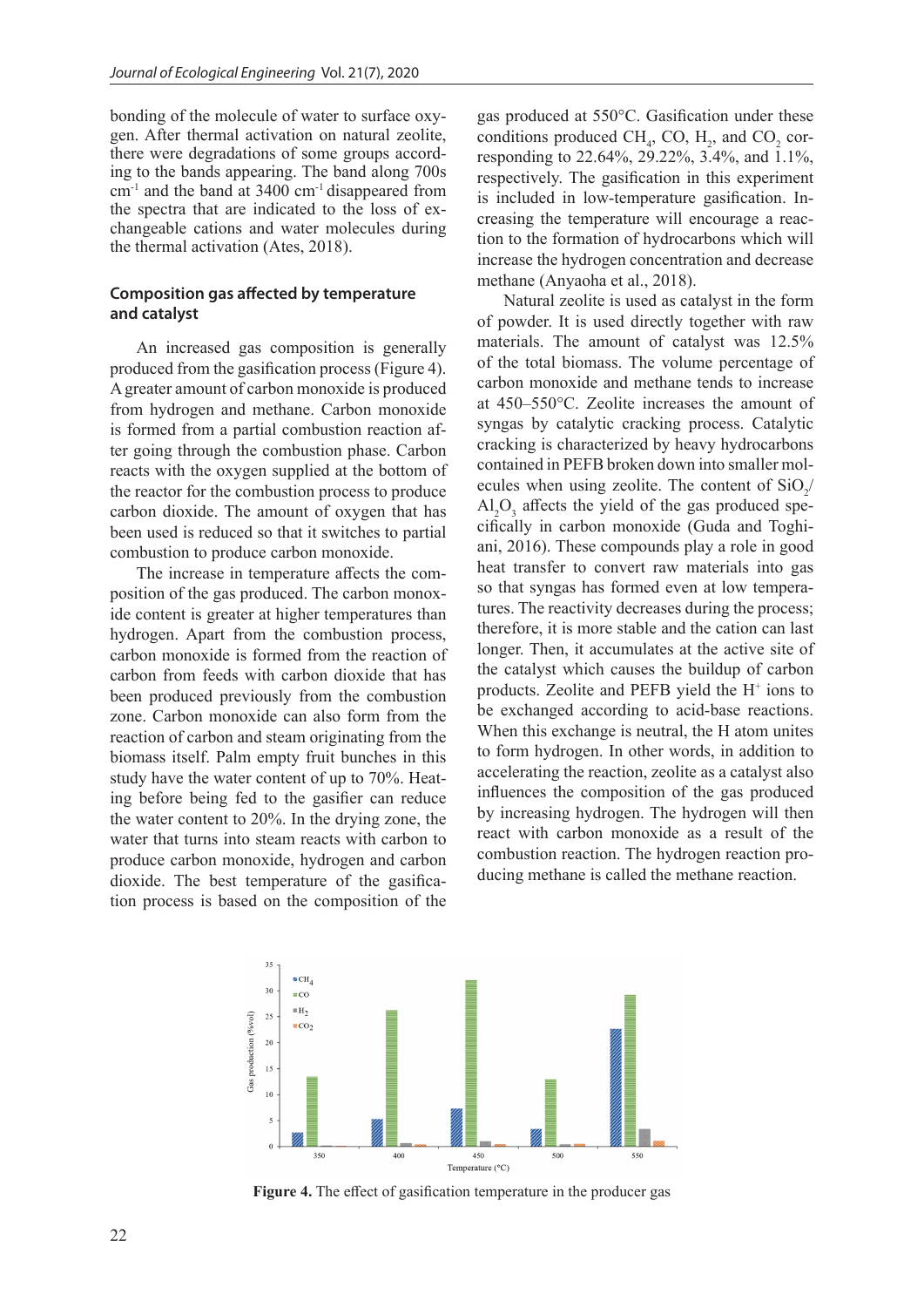bonding of the molecule of water to surface oxygen. After thermal activation on natural zeolite, there were degradations of some groups according to the bands appearing. The band along 700s $cm^{-1}$ and the band at 3400 $cm^{-1}$ disappeared from the spectra that are indicated to the loss of exchangeable cations and water molecules during the thermal activation (Ates, 2018).

### Composition gas affected by temperature and catalyst

An increased gas composition is generally produced from the gasification process (Figure 4). A greater amount of carbon monoxide is produced from hydrogen and methane. Carbon monoxide is formed from a partial combustion reaction after going through the combustion phase. Carbon reacts with the oxygen supplied at the bottom of the reactor for the combustion process to produce carbon dioxide. The amount of oxygen that has been used is reduced so that it switches to partial combustion to produce carbon monoxide.

The increase in temperature affects the composition of the gas produced. The carbon monoxide content is greater at higher temperatures than hydrogen. Apart from the combustion process, carbon monoxide is formed from the reaction of carbon from feeds with carbon dioxide that has been produced previously from the combustion zone. Carbon monoxide can also form from the reaction of carbon and steam originating from the biomass itself. Palm empty fruit bunches in this study have the water content of up to 70%. Heating before being fed to the gasifier can reduce the water content to 20%. In the drying zone, the water that turns into steam reacts with carbon to produce carbon monoxide, hydrogen and carbon dioxide. The best temperature of the gasification process is based on the composition of the gas produced at 550°C. Gasification under these conditions produced $CH_4$, CO, $H_2$, and $CO_2$ corresponding to 22.64%, 29.22%, 3.4%, and 1.1%, respectively. The gasification in this experiment is included in low-temperature gasification. Increasing the temperature will encourage a reaction to the formation of hydrocarbons which will increase the hydrogen concentration and decrease methane (Anyaoha et al., 2018).

Natural zeolite is used as catalyst in the form of powder. It is used directly together with raw materials. The amount of catalyst was 12.5% of the total biomass. The volume percentage of carbon monoxide and methane tends to increase at 450–550°C. Zeolite increases the amount of syngas by catalytic cracking process. Catalytic cracking is characterized by heavy hydrocarbons contained in PEFB broken down into smaller molecules when using zeolite. The content of $SiO_2$/$Al_2O_3$ affects the yield of the gas produced specifically in carbon monoxide (Guda and Toghiani, 2016). These compounds play a role in good heat transfer to convert raw materials into gas so that syngas has formed even at low temperatures. The reactivity decreases during the process; therefore, it is more stable and the cation can last longer. Then, it accumulates at the active site of the catalyst which causes the buildup of carbon products. Zeolite and PEFB yield the $H^+$ ions to be exchanged according to acid-base reactions. When this exchange is neutral, the H atom unites to form hydrogen. In other words, in addition to accelerating the reaction, zeolite as a catalyst also influences the composition of the gas produced by increasing hydrogen. The hydrogen will then react with carbon monoxide as a result of the combustion reaction. The hydrogen reaction producing methane is called the methane reaction.

**Figure 4.** The effect of gasification temperature in the producer gas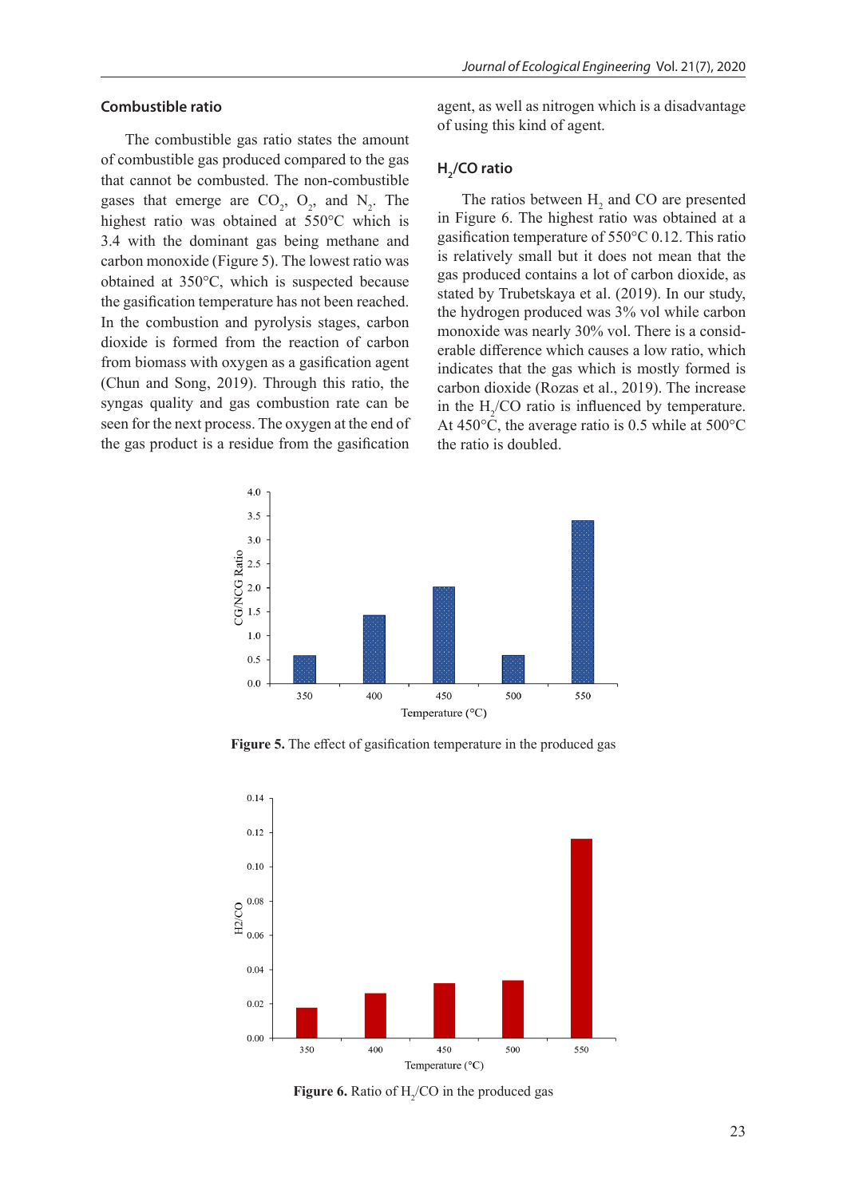### Combustible ratio

The combustible gas ratio states the amount of combustible gas produced compared to the gas that cannot be combusted. The non-combustible gases that emerge are $CO_2$, $O_2$, and $N_2$. The highest ratio was obtained at 550°C which is 3.4 with the dominant gas being methane and carbon monoxide (Figure 5). The lowest ratio was obtained at 350°C, which is suspected because the gasification temperature has not been reached. In the combustion and pyrolysis stages, carbon dioxide is formed from the reaction of carbon from biomass with oxygen as a gasification agent (Chun and Song, 2019). Through this ratio, the syngas quality and gas combustion rate can be seen for the next process. The oxygen at the end of the gas product is a residue from the gasification agent, as well as nitrogen which is a disadvantage of using this kind of agent.

### $H_2$/CO ratio

The ratios between $H_2$ and CO are presented in Figure 6. The highest ratio was obtained at a gasification temperature of 550°C 0.12. This ratio is relatively small but it does not mean that the gas produced contains a lot of carbon dioxide, as stated by Trubetskaya et al. (2019). In our study, the hydrogen produced was 3% vol while carbon monoxide was nearly 30% vol. There is a considerable difference which causes a low ratio, which indicates that the gas which is mostly formed is carbon dioxide (Rozas et al., 2019). The increase in the $H_2$/CO ratio is influenced by temperature. At 450°C, the average ratio is 0.5 while at 500°C the ratio is doubled.

**Figure 5.** The effect of gasification temperature in the produced gas

**Figure 6.** Ratio of $H_2$/CO in the produced gas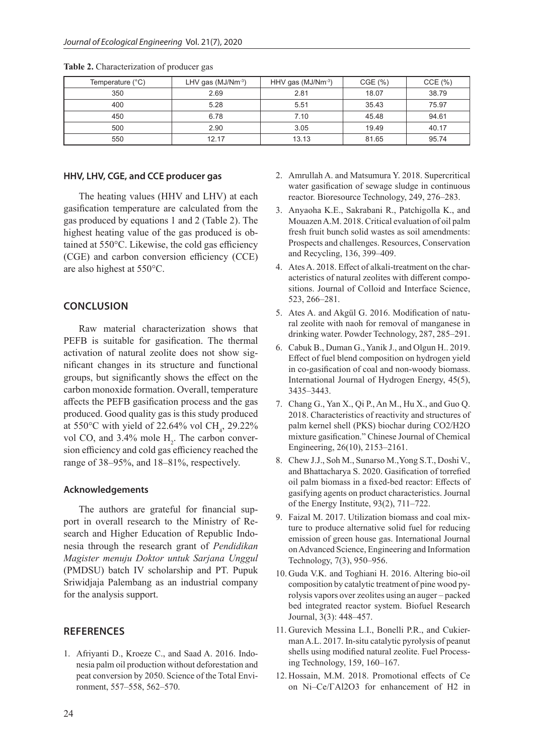**Table 2.** Characterization of producer gas

| Temperature (°C) | LHV gas ($MJ/Nm^{-3}$) | HHV gas ($MJ/Nm^{-3}$) | CGE (%) | CCE (%) |
|---|---|---|---|---|
| 350 | 2.69 | 2.81 | 18.07 | 38.79 |
| 400 | 5.28 | 5.51 | 35.43 | 75.97 |
| 450 | 6.78 | 7.10 | 45.48 | 94.61 |
| 500 | 2.90 | 3.05 | 19.49 | 40.17 |
| 550 | 12.17 | 13.13 | 81.65 | 95.74 |

### HHV, LHV, CGE, and CCE producer gas

The heating values (HHV and LHV) at each gasification temperature are calculated from the gas produced by equations 1 and 2 (Table 2). The highest heating value of the gas produced is obtained at 550°C. Likewise, the cold gas efficiency (CGE) and carbon conversion efficiency (CCE) are also highest at 550°C.

## CONCLUSION

Raw material characterization shows that PEFB is suitable for gasification. The thermal activation of natural zeolite does not show significant changes in its structure and functional groups, but significantly shows the effect on the carbon monoxide formation. Overall, temperature affects the PEFB gasification process and the gas produced. Good quality gas is this study produced at 550°C with yield of 22.64% vol $CH_4$, 29.22% vol CO, and 3.4% mole $H_2$. The carbon conversion efficiency and cold gas efficiency reached the range of 38–95%, and 18–81%, respectively.

### Acknowledgements

The authors are grateful for financial support in overall research to the Ministry of Research and Higher Education of Republic Indonesia through the research grant of *Pendidikan Magister menuju Doktor untuk Sarjana Unggul* (PMDSU) batch IV scholarship and PT. Pupuk Sriwidjaja Palembang as an industrial company for the analysis support.

## REFERENCES

1. Afriyanti D., Kroeze C., and Saad A. 2016. Indonesia palm oil production without deforestation and peat conversion by 2050. Science of the Total Environment, 557–558, 562–570.
2. Amrullah A. and Matsumura Y. 2018. Supercritical water gasification of sewage sludge in continuous reactor. Bioresource Technology, 249, 276–283.
3. Anyaoha K.E., Sakrabani R., Patchigolla K., and Mouazen A.M. 2018. Critical evaluation of oil palm fresh fruit bunch solid wastes as soil amendments: Prospects and challenges. Resources, Conservation and Recycling, 136, 399–409.
4. Ates A. 2018. Effect of alkali-treatment on the characteristics of natural zeolites with different compositions. Journal of Colloid and Interface Science, 523, 266–281.
5. Ates A. and Akgül G. 2016. Modification of natural zeolite with naoh for removal of manganese in drinking water. Powder Technology, 287, 285–291.
6. Cabuk B., Duman G., Yanik J., and Olgun H.. 2019. Effect of fuel blend composition on hydrogen yield in co-gasification of coal and non-woody biomass. International Journal of Hydrogen Energy, 45(5), 3435–3443.
7. Chang G., Yan X., Qi P., An M., Hu X., and Guo Q. 2018. Characteristics of reactivity and structures of palm kernel shell (PKS) biochar during CO2/H2O mixture gasification." Chinese Journal of Chemical Engineering, 26(10), 2153–2161.
8. Chew J.J., Soh M., Sunarso M.,Yong S.T., Doshi V., and Bhattacharya S. 2020. Gasification of torrefied oil palm biomass in a fixed-bed reactor: Effects of gasifying agents on product characteristics. Journal of the Energy Institute, 93(2), 711–722.
9. Faizal M. 2017. Utilization biomass and coal mixture to produce alternative solid fuel for reducing emission of green house gas. International Journal on Advanced Science, Engineering and Information Technology, 7(3), 950–956.
10. Guda V.K. and Toghiani H. 2016. Altering bio-oil composition by catalytic treatment of pine wood pyrolysis vapors over zeolites using an auger – packed bed integrated reactor system. Biofuel Research Journal, 3(3): 448–457.
11. Gurevich Messina L.I., Bonelli P.R., and Cukierman A.L. 2017. In-situ catalytic pyrolysis of peanut shells using modified natural zeolite. Fuel Processing Technology, 159, 160–167.
12. Hossain, M.M. 2018. Promotional effects of Ce on Ni–Ce/ΓAl2O3 for enhancement of H2 in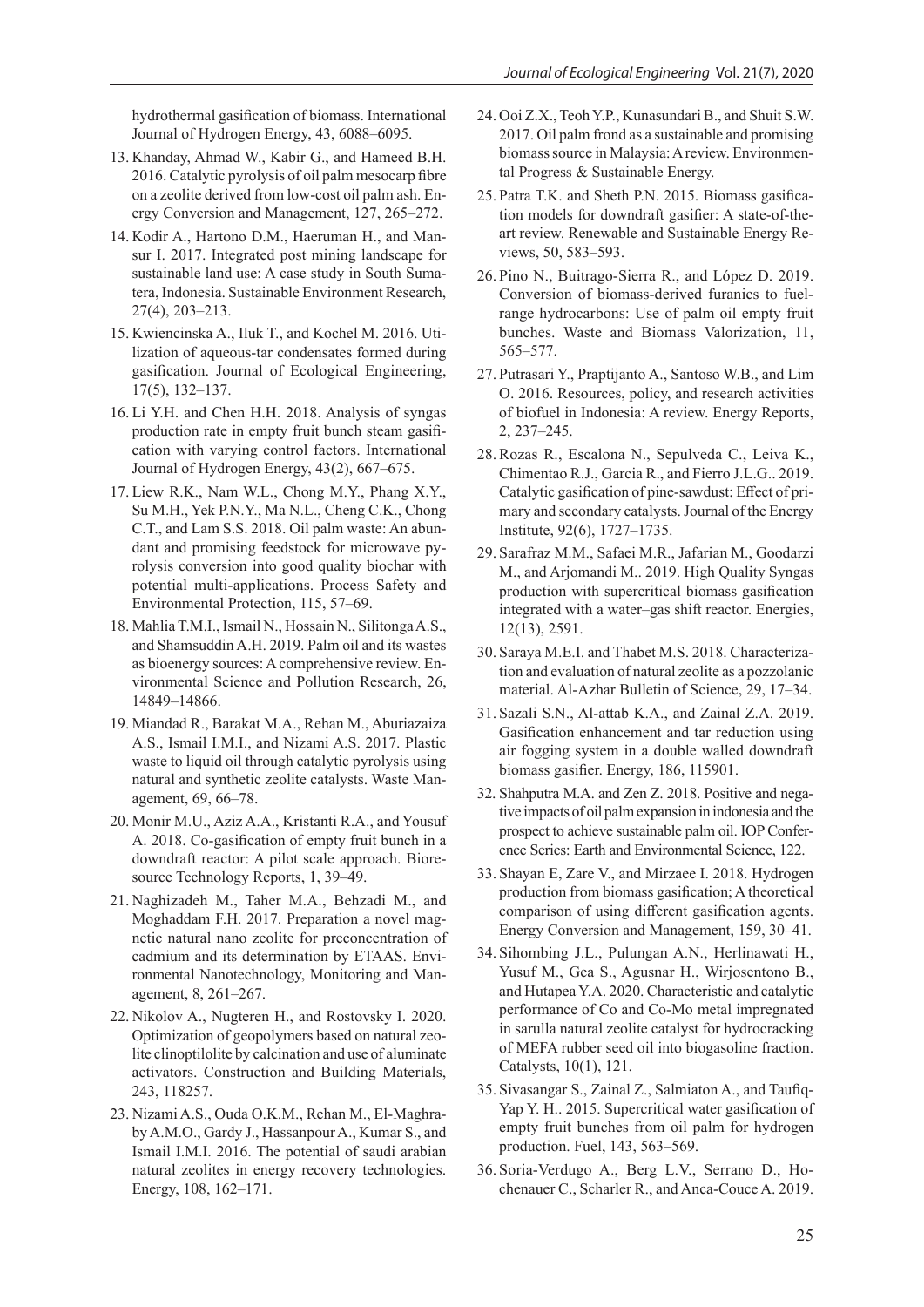hydrothermal gasification of biomass. International Journal of Hydrogen Energy, 43, 6088–6095.

13. Khanday, Ahmad W., Kabir G., and Hameed B.H. 2016. Catalytic pyrolysis of oil palm mesocarp fibre on a zeolite derived from low-cost oil palm ash. Energy Conversion and Management, 127, 265–272.
14. Kodir A., Hartono D.M., Haeruman H., and Mansur I. 2017. Integrated post mining landscape for sustainable land use: A case study in South Sumatera, Indonesia. Sustainable Environment Research, 27(4), 203–213.
15. Kwiencinska A., Iluk T., and Kochel M. 2016. Utilization of aqueous-tar condensates formed during gasification. Journal of Ecological Engineering, 17(5), 132–137.
16. Li Y.H. and Chen H.H. 2018. Analysis of syngas production rate in empty fruit bunch steam gasification with varying control factors. International Journal of Hydrogen Energy, 43(2), 667–675.
17. Liew R.K., Nam W.L., Chong M.Y., Phang X.Y., Su M.H., Yek P.N.Y., Ma N.L., Cheng C.K., Chong C.T., and Lam S.S. 2018. Oil palm waste: An abundant and promising feedstock for microwave pyrolysis conversion into good quality biochar with potential multi-applications. Process Safety and Environmental Protection, 115, 57–69.
18. Mahlia T.M.I., Ismail N., Hossain N., Silitonga A.S., and Shamsuddin A.H. 2019. Palm oil and its wastes as bioenergy sources: A comprehensive review. Environmental Science and Pollution Research, 26, 14849–14866.
19. Miandad R., Barakat M.A., Rehan M., Aburiazaiza A.S., Ismail I.M.I., and Nizami A.S. 2017. Plastic waste to liquid oil through catalytic pyrolysis using natural and synthetic zeolite catalysts. Waste Management, 69, 66–78.
20. Monir M.U., Aziz A.A., Kristanti R.A., and Yousuf A. 2018. Co-gasification of empty fruit bunch in a downdraft reactor: A pilot scale approach. Bioresource Technology Reports, 1, 39–49.
21. Naghizadeh M., Taher M.A., Behzadi M., and Moghaddam F.H. 2017. Preparation a novel magnetic natural nano zeolite for preconcentration of cadmium and its determination by ETAAS. Environmental Nanotechnology, Monitoring and Management, 8, 261–267.
22. Nikolov A., Nugteren H., and Rostovsky I. 2020. Optimization of geopolymers based on natural zeolite clinoptilolite by calcination and use of aluminate activators. Construction and Building Materials, 243, 118257.
23. Nizami A.S., Ouda O.K.M., Rehan M., El-Maghraby A.M.O., Gardy J., Hassanpour A., Kumar S., and Ismail I.M.I. 2016. The potential of saudi arabian natural zeolites in energy recovery technologies. Energy, 108, 162–171.
24. Ooi Z.X., Teoh Y.P., Kunasundari B., and Shuit S.W. 2017. Oil palm frond as a sustainable and promising biomass source in Malaysia: A review. Environmental Progress & Sustainable Energy.
25. Patra T.K. and Sheth P.N. 2015. Biomass gasification models for downdraft gasifier: A state-of-the-art review. Renewable and Sustainable Energy Reviews, 50, 583–593.
26. Pino N., Buitrago-Sierra R., and López D. 2019. Conversion of biomass-derived furanics to fuel-range hydrocarbons: Use of palm oil empty fruit bunches. Waste and Biomass Valorization, 11, 565–577.
27. Putrasari Y., Praptijanto A., Santoso W.B., and Lim O. 2016. Resources, policy, and research activities of biofuel in Indonesia: A review. Energy Reports, 2, 237–245.
28. Rozas R., Escalona N., Sepulveda C., Leiva K., Chimentao R.J., Garcia R., and Fierro J.L.G.. 2019. Catalytic gasification of pine-sawdust: Effect of primary and secondary catalysts. Journal of the Energy Institute, 92(6), 1727–1735.
29. Sarafraz M.M., Safaei M.R., Jafarian M., Goodarzi M., and Arjomandi M.. 2019. High Quality Syngas production with supercritical biomass gasification integrated with a water–gas shift reactor. Energies, 12(13), 2591.
30. Saraya M.E.I. and Thabet M.S. 2018. Characterization and evaluation of natural zeolite as a pozzolanic material. Al-Azhar Bulletin of Science, 29, 17–34.
31. Sazali S.N., Al-attab K.A., and Zainal Z.A. 2019. Gasification enhancement and tar reduction using air fogging system in a double walled downdraft biomass gasifier. Energy, 186, 115901.
32. Shahputra M.A. and Zen Z. 2018. Positive and negative impacts of oil palm expansion in indonesia and the prospect to achieve sustainable palm oil. IOP Conference Series: Earth and Environmental Science, 122.
33. Shayan E, Zare V., and Mirzaee I. 2018. Hydrogen production from biomass gasification; A theoretical comparison of using different gasification agents. Energy Conversion and Management, 159, 30–41.
34. Sihombing J.L., Pulungan A.N., Herlinawati H., Yusuf M., Gea S., Agusnar H., Wirjosentono B., and Hutapea Y.A. 2020. Characteristic and catalytic performance of Co and Co-Mo metal impregnated in sarulla natural zeolite catalyst for hydrocracking of MEFA rubber seed oil into biogasoline fraction. Catalysts, 10(1), 121.
35. Sivasangar S., Zainal Z., Salmiaton A., and Taufiq-Yap Y. H.. 2015. Supercritical water gasification of empty fruit bunches from oil palm for hydrogen production. Fuel, 143, 563–569.
36. Soria-Verdugo A., Berg L.V., Serrano D., Hochenauer C., Scharler R., and Anca-Couce A. 2019.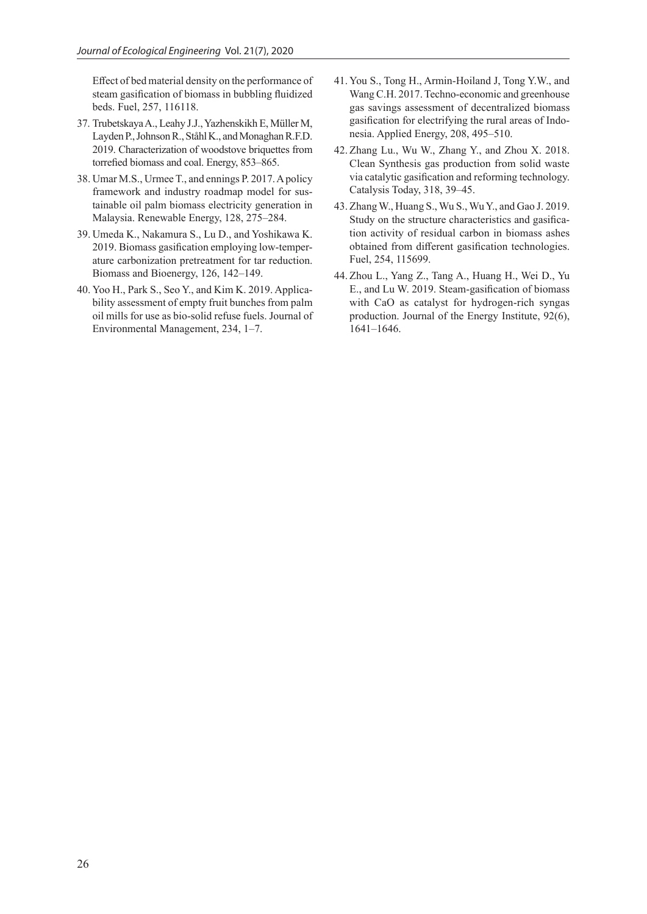Effect of bed material density on the performance of steam gasification of biomass in bubbling fluidized beds. Fuel, 257, 116118.

37. Trubetskaya A., Leahy J.J., Yazhenskikh E, Müller M, Layden P., Johnson R., Ståhl K., and Monaghan R.F.D. 2019. Characterization of woodstove briquettes from torrefied biomass and coal. Energy, 853–865.
38. Umar M.S., Urmee T., and ennings P. 2017. A policy framework and industry roadmap model for sustainable oil palm biomass electricity generation in Malaysia. Renewable Energy, 128, 275–284.
39. Umeda K., Nakamura S., Lu D., and Yoshikawa K. 2019. Biomass gasification employing low-temperature carbonization pretreatment for tar reduction. Biomass and Bioenergy, 126, 142–149.
40. Yoo H., Park S., Seo Y., and Kim K. 2019. Applicability assessment of empty fruit bunches from palm oil mills for use as bio-solid refuse fuels. Journal of Environmental Management, 234, 1–7.
41. You S., Tong H., Armin-Hoiland J, Tong Y.W., and Wang C.H. 2017. Techno-economic and greenhouse gas savings assessment of decentralized biomass gasification for electrifying the rural areas of Indonesia. Applied Energy, 208, 495–510.
42. Zhang Lu., Wu W., Zhang Y., and Zhou X. 2018. Clean Synthesis gas production from solid waste via catalytic gasification and reforming technology. Catalysis Today, 318, 39–45.
43. Zhang W., Huang S., Wu S., Wu Y., and Gao J. 2019. Study on the structure characteristics and gasification activity of residual carbon in biomass ashes obtained from different gasification technologies. Fuel, 254, 115699.
44. Zhou L., Yang Z., Tang A., Huang H., Wei D., Yu E., and Lu W. 2019. Steam-gasification of biomass with CaO as catalyst for hydrogen-rich syngas production. Journal of the Energy Institute, 92(6), 1641–1646.